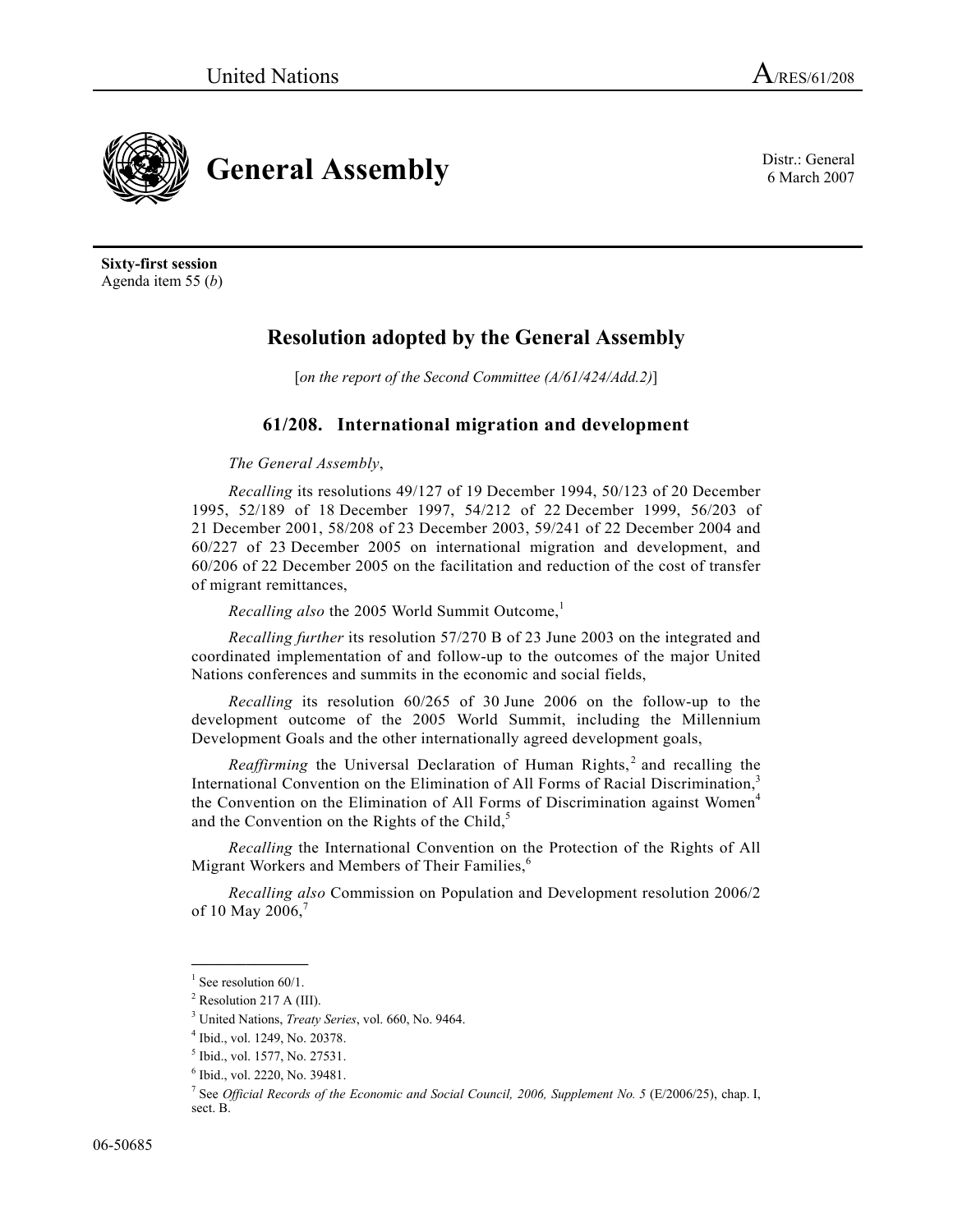Sixty-first session
Agenda item 55 (*b*)

# Resolution adopted by the General Assembly

[*on the report of the Second Committee (A/61/424/Add.2)*]

## 61/208. International migration and development

*The General Assembly*,

*Recalling* its resolutions 49/127 of 19 December 1994, 50/123 of 20 December 1995, 52/189 of 18 December 1997, 54/212 of 22 December 1999, 56/203 of 21 December 2001, 58/208 of 23 December 2003, 59/241 of 22 December 2004 and 60/227 of 23 December 2005 on international migration and development, and 60/206 of 22 December 2005 on the facilitation and reduction of the cost of transfer of migrant remittances,

*Recalling also* the 2005 World Summit Outcome,[1]

*Recalling further* its resolution 57/270 B of 23 June 2003 on the integrated and coordinated implementation of and follow-up to the outcomes of the major United Nations conferences and summits in the economic and social fields,

*Recalling* its resolution 60/265 of 30 June 2006 on the follow-up to the development outcome of the 2005 World Summit, including the Millennium Development Goals and the other internationally agreed development goals,

*Reaffirming* the Universal Declaration of Human Rights,[2] and recalling the International Convention on the Elimination of All Forms of Racial Discrimination,[3] the Convention on the Elimination of All Forms of Discrimination against Women[4] and the Convention on the Rights of the Child,[5]

*Recalling* the International Convention on the Protection of the Rights of All Migrant Workers and Members of Their Families,[6]

*Recalling also* Commission on Population and Development resolution 2006/2 of 10 May 2006,[7]

---

[1] See resolution 60/1.

[2] Resolution 217 A (III).

[3] United Nations, *Treaty Series*, vol. 660, No. 9464.

[4] Ibid., vol. 1249, No. 20378.

[5] Ibid., vol. 1577, No. 27531.

[6] Ibid., vol. 2220, No. 39481.

[7] See *Official Records of the Economic and Social Council, 2006, Supplement No. 5* (E/2006/25), chap. I, sect. B.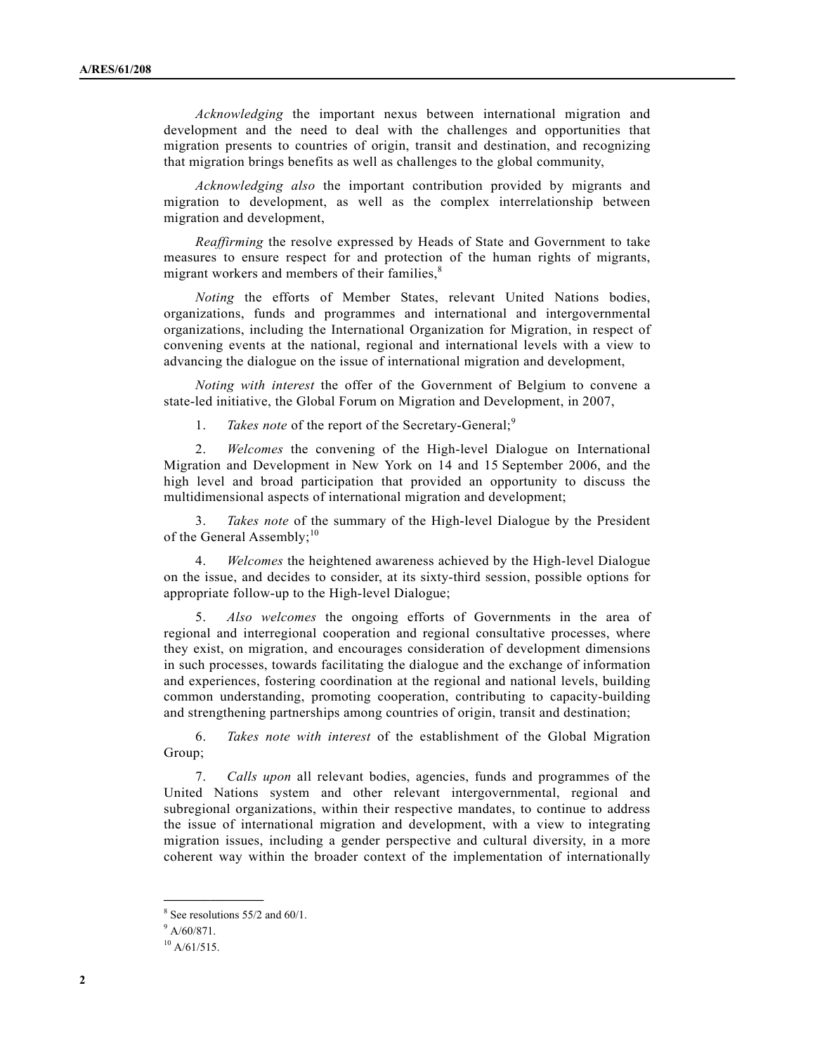*Acknowledging* the important nexus between international migration and development and the need to deal with the challenges and opportunities that migration presents to countries of origin, transit and destination, and recognizing that migration brings benefits as well as challenges to the global community,

*Acknowledging also* the important contribution provided by migrants and migration to development, as well as the complex interrelationship between migration and development,

*Reaffirming* the resolve expressed by Heads of State and Government to take measures to ensure respect for and protection of the human rights of migrants, migrant workers and members of their families,[8]

*Noting* the efforts of Member States, relevant United Nations bodies, organizations, funds and programmes and international and intergovernmental organizations, including the International Organization for Migration, in respect of convening events at the national, regional and international levels with a view to advancing the dialogue on the issue of international migration and development,

*Noting with interest* the offer of the Government of Belgium to convene a state-led initiative, the Global Forum on Migration and Development, in 2007,

1. *Takes note* of the report of the Secretary-General;[9]

2. *Welcomes* the convening of the High-level Dialogue on International Migration and Development in New York on 14 and 15 September 2006, and the high level and broad participation that provided an opportunity to discuss the multidimensional aspects of international migration and development;

3. *Takes note* of the summary of the High-level Dialogue by the President of the General Assembly;[10]

4. *Welcomes* the heightened awareness achieved by the High-level Dialogue on the issue, and decides to consider, at its sixty-third session, possible options for appropriate follow-up to the High-level Dialogue;

5. *Also welcomes* the ongoing efforts of Governments in the area of regional and interregional cooperation and regional consultative processes, where they exist, on migration, and encourages consideration of development dimensions in such processes, towards facilitating the dialogue and the exchange of information and experiences, fostering coordination at the regional and national levels, building common understanding, promoting cooperation, contributing to capacity-building and strengthening partnerships among countries of origin, transit and destination;

6. *Takes note with interest* of the establishment of the Global Migration Group;

7. *Calls upon* all relevant bodies, agencies, funds and programmes of the United Nations system and other relevant intergovernmental, regional and subregional organizations, within their respective mandates, to continue to address the issue of international migration and development, with a view to integrating migration issues, including a gender perspective and cultural diversity, in a more coherent way within the broader context of the implementation of internationally

---

[8] See resolutions 55/2 and 60/1.

[9] A/60/871.

[10] A/61/515.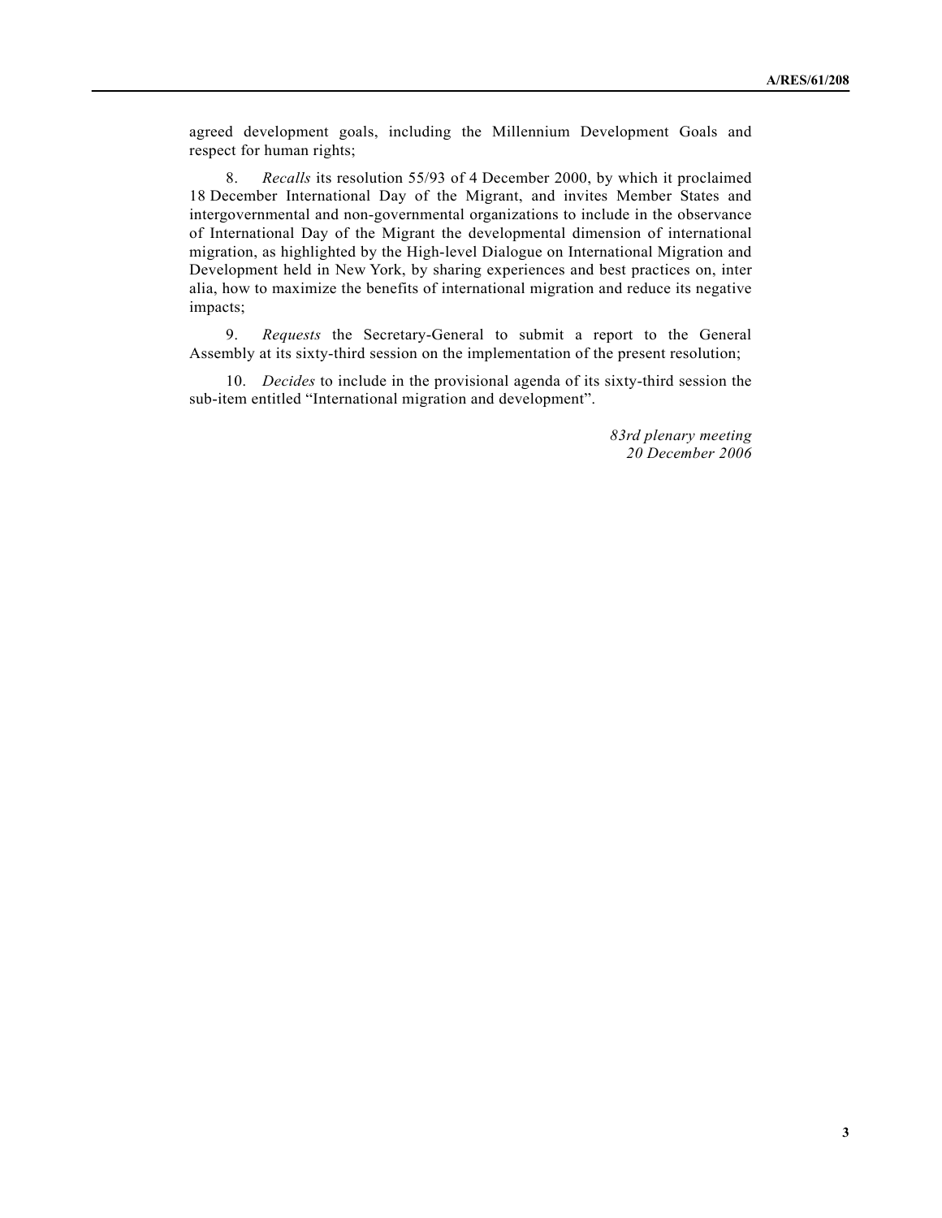agreed development goals, including the Millennium Development Goals and respect for human rights;

8. *Recalls* its resolution 55/93 of 4 December 2000, by which it proclaimed 18 December International Day of the Migrant, and invites Member States and intergovernmental and non-governmental organizations to include in the observance of International Day of the Migrant the developmental dimension of international migration, as highlighted by the High-level Dialogue on International Migration and Development held in New York, by sharing experiences and best practices on, inter alia, how to maximize the benefits of international migration and reduce its negative impacts;

9. *Requests* the Secretary-General to submit a report to the General Assembly at its sixty-third session on the implementation of the present resolution;

10. *Decides* to include in the provisional agenda of its sixty-third session the sub-item entitled "International migration and development".

*83rd plenary meeting*
*20 December 2006*